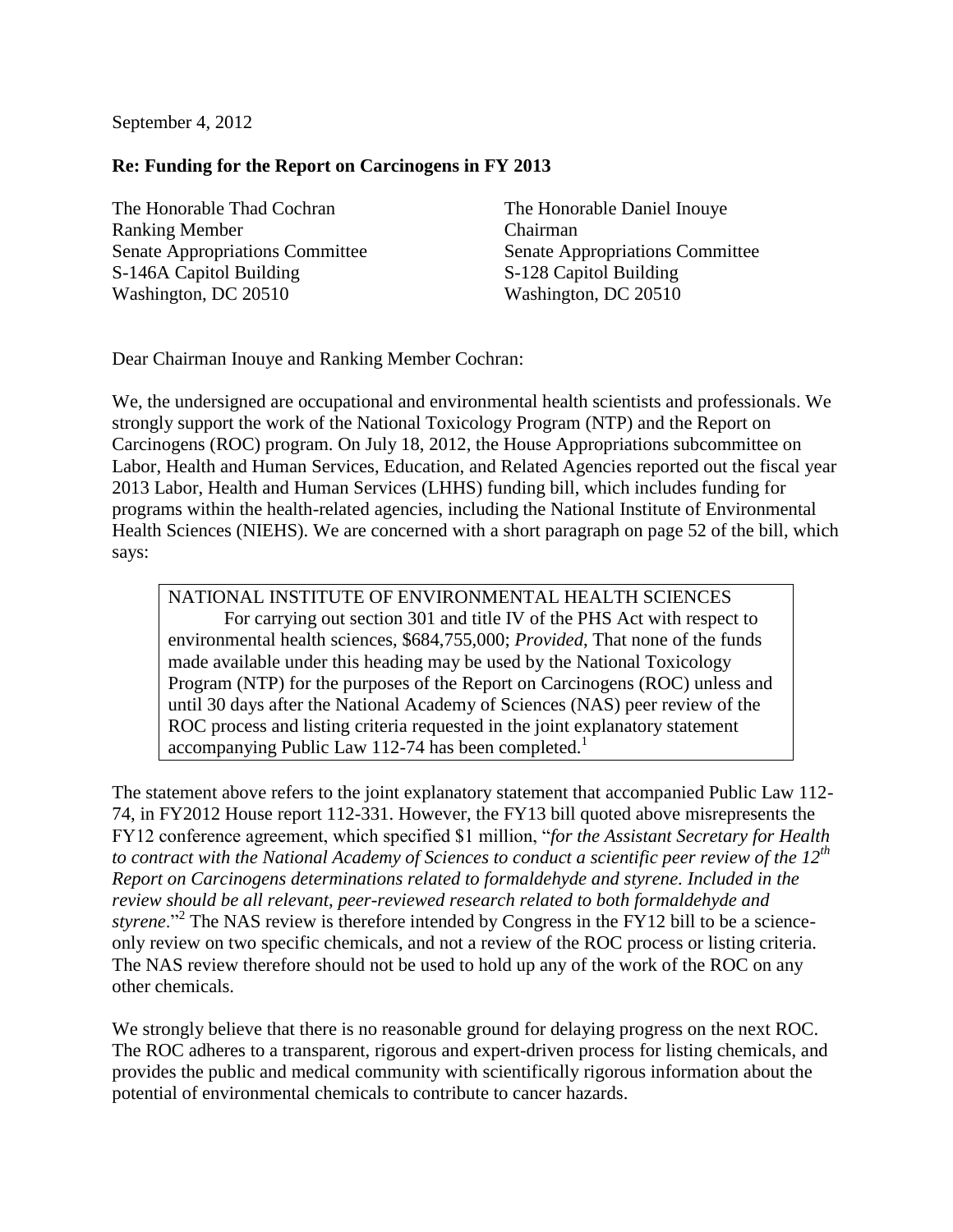September 4, 2012

**Re: Funding for the Report on Carcinogens in FY 2013**

The Honorable Thad Cochran
Ranking Member
Senate Appropriations Committee
S-146A Capitol Building
Washington, DC 20510

The Honorable Daniel Inouye
Chairman
Senate Appropriations Committee
S-128 Capitol Building
Washington, DC 20510

Dear Chairman Inouye and Ranking Member Cochran:

We, the undersigned are occupational and environmental health scientists and professionals. We strongly support the work of the National Toxicology Program (NTP) and the Report on Carcinogens (ROC) program. On July 18, 2012, the House Appropriations subcommittee on Labor, Health and Human Services, Education, and Related Agencies reported out the fiscal year 2013 Labor, Health and Human Services (LHHS) funding bill, which includes funding for programs within the health-related agencies, including the National Institute of Environmental Health Sciences (NIEHS). We are concerned with a short paragraph on page 52 of the bill, which says:

> NATIONAL INSTITUTE OF ENVIRONMENTAL HEALTH SCIENCES
> For carrying out section 301 and title IV of the PHS Act with respect to environmental health sciences, $684,755,000; *Provided*, That none of the funds made available under this heading may be used by the National Toxicology Program (NTP) for the purposes of the Report on Carcinogens (ROC) unless and until 30 days after the National Academy of Sciences (NAS) peer review of the ROC process and listing criteria requested in the joint explanatory statement accompanying Public Law 112-74 has been completed.[1]

The statement above refers to the joint explanatory statement that accompanied Public Law 112-74, in FY2012 House report 112-331. However, the FY13 bill quoted above misrepresents the FY12 conference agreement, which specified $1 million, "*for the Assistant Secretary for Health to contract with the National Academy of Sciences to conduct a scientific peer review of the 12th Report on Carcinogens determinations related to formaldehyde and styrene. Included in the review should be all relevant, peer-reviewed research related to both formaldehyde and styrene*."[2] The NAS review is therefore intended by Congress in the FY12 bill to be a science-only review on two specific chemicals, and not a review of the ROC process or listing criteria. The NAS review therefore should not be used to hold up any of the work of the ROC on any other chemicals.

We strongly believe that there is no reasonable ground for delaying progress on the next ROC. The ROC adheres to a transparent, rigorous and expert-driven process for listing chemicals, and provides the public and medical community with scientifically rigorous information about the potential of environmental chemicals to contribute to cancer hazards.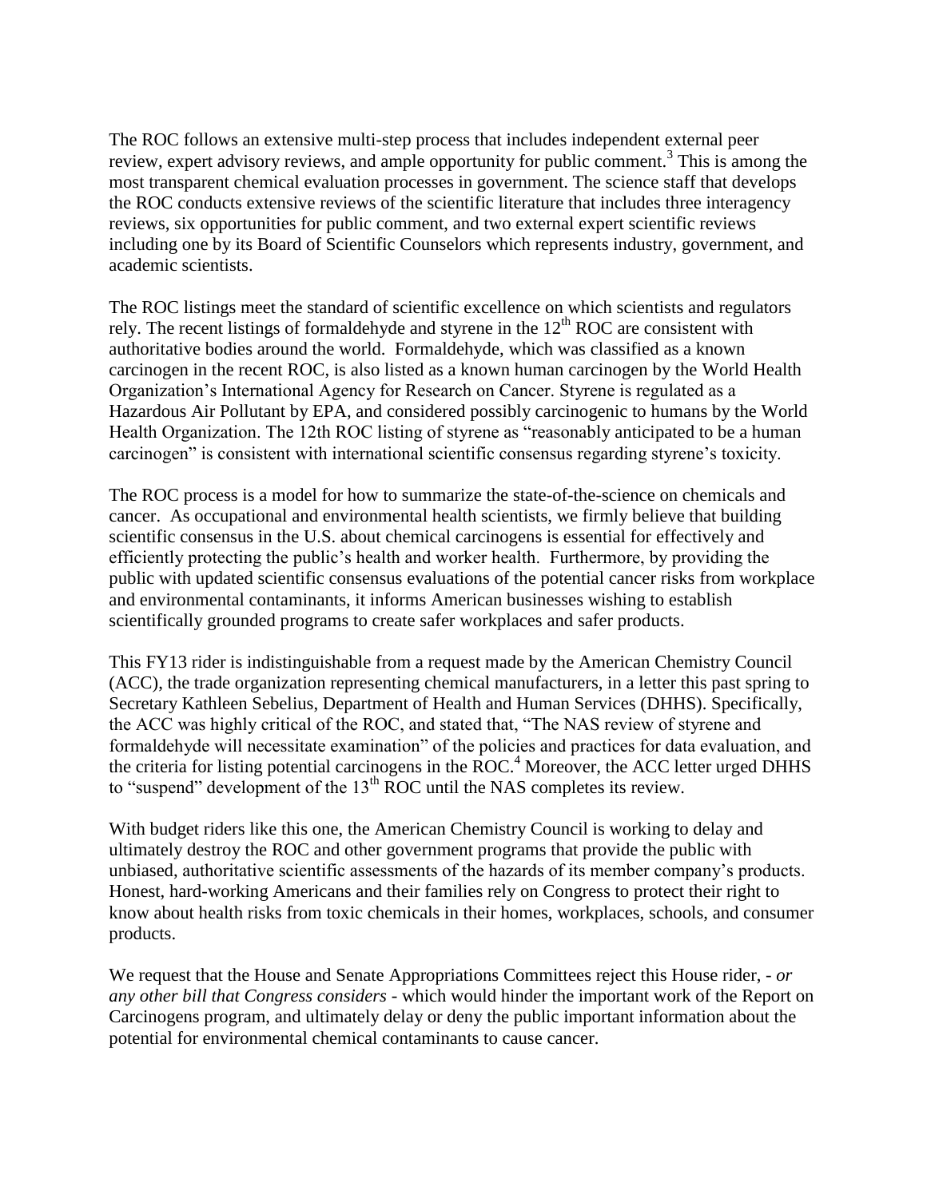The ROC follows an extensive multi-step process that includes independent external peer review, expert advisory reviews, and ample opportunity for public comment.[3] This is among the most transparent chemical evaluation processes in government. The science staff that develops the ROC conducts extensive reviews of the scientific literature that includes three interagency reviews, six opportunities for public comment, and two external expert scientific reviews including one by its Board of Scientific Counselors which represents industry, government, and academic scientists.

The ROC listings meet the standard of scientific excellence on which scientists and regulators rely. The recent listings of formaldehyde and styrene in the 12th ROC are consistent with authoritative bodies around the world. Formaldehyde, which was classified as a known carcinogen in the recent ROC, is also listed as a known human carcinogen by the World Health Organization's International Agency for Research on Cancer. Styrene is regulated as a Hazardous Air Pollutant by EPA, and considered possibly carcinogenic to humans by the World Health Organization. The 12th ROC listing of styrene as "reasonably anticipated to be a human carcinogen" is consistent with international scientific consensus regarding styrene's toxicity.

The ROC process is a model for how to summarize the state-of-the-science on chemicals and cancer. As occupational and environmental health scientists, we firmly believe that building scientific consensus in the U.S. about chemical carcinogens is essential for effectively and efficiently protecting the public's health and worker health. Furthermore, by providing the public with updated scientific consensus evaluations of the potential cancer risks from workplace and environmental contaminants, it informs American businesses wishing to establish scientifically grounded programs to create safer workplaces and safer products.

This FY13 rider is indistinguishable from a request made by the American Chemistry Council (ACC), the trade organization representing chemical manufacturers, in a letter this past spring to Secretary Kathleen Sebelius, Department of Health and Human Services (DHHS). Specifically, the ACC was highly critical of the ROC, and stated that, "The NAS review of styrene and formaldehyde will necessitate examination" of the policies and practices for data evaluation, and the criteria for listing potential carcinogens in the ROC.[4] Moreover, the ACC letter urged DHHS to "suspend" development of the 13th ROC until the NAS completes its review.

With budget riders like this one, the American Chemistry Council is working to delay and ultimately destroy the ROC and other government programs that provide the public with unbiased, authoritative scientific assessments of the hazards of its member company's products. Honest, hard-working Americans and their families rely on Congress to protect their right to know about health risks from toxic chemicals in their homes, workplaces, schools, and consumer products.

We request that the House and Senate Appropriations Committees reject this House rider, - *or any other bill that Congress considers* - which would hinder the important work of the Report on Carcinogens program, and ultimately delay or deny the public important information about the potential for environmental chemical contaminants to cause cancer.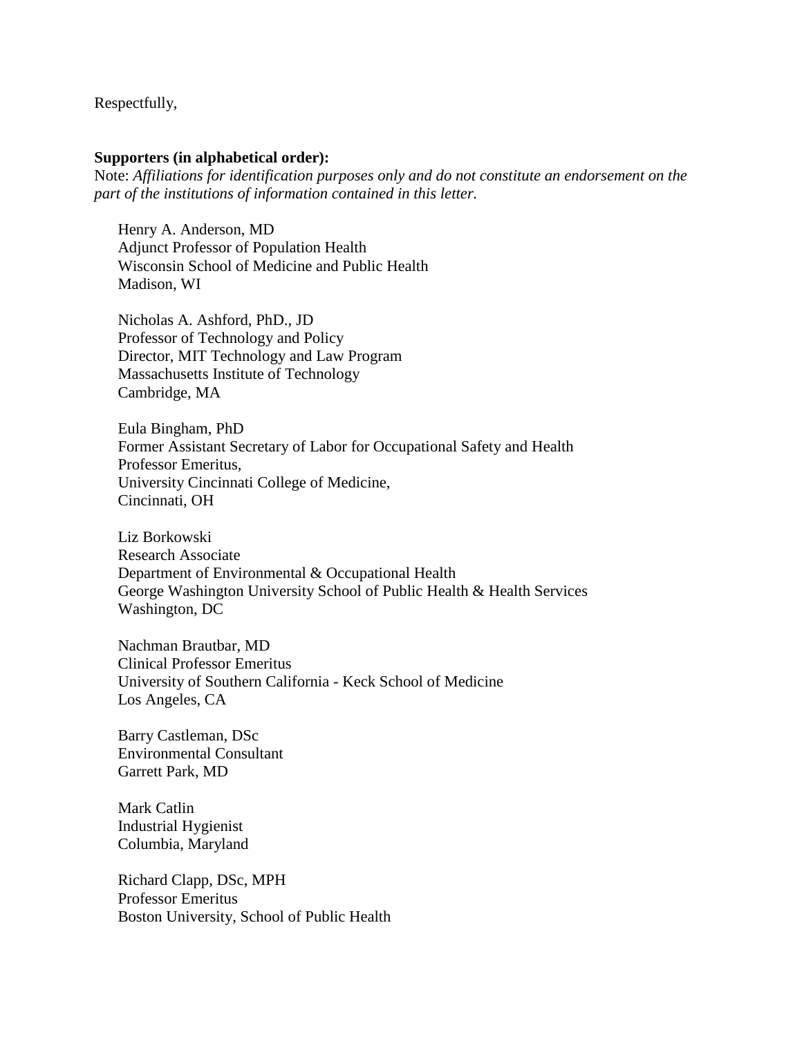Respectfully,

**Supporters (in alphabetical order):**
Note: *Affiliations for identification purposes only and do not constitute an endorsement on the part of the institutions of information contained in this letter.*

Henry A. Anderson, MD
Adjunct Professor of Population Health
Wisconsin School of Medicine and Public Health
Madison, WI

Nicholas A. Ashford, PhD., JD
Professor of Technology and Policy
Director, MIT Technology and Law Program
Massachusetts Institute of Technology
Cambridge, MA

Eula Bingham, PhD
Former Assistant Secretary of Labor for Occupational Safety and Health
Professor Emeritus,
University Cincinnati College of Medicine,
Cincinnati, OH

Liz Borkowski
Research Associate
Department of Environmental & Occupational Health
George Washington University School of Public Health & Health Services
Washington, DC

Nachman Brautbar, MD
Clinical Professor Emeritus
University of Southern California - Keck School of Medicine
Los Angeles, CA

Barry Castleman, DSc
Environmental Consultant
Garrett Park, MD

Mark Catlin
Industrial Hygienist
Columbia, Maryland

Richard Clapp, DSc, MPH
Professor Emeritus
Boston University, School of Public Health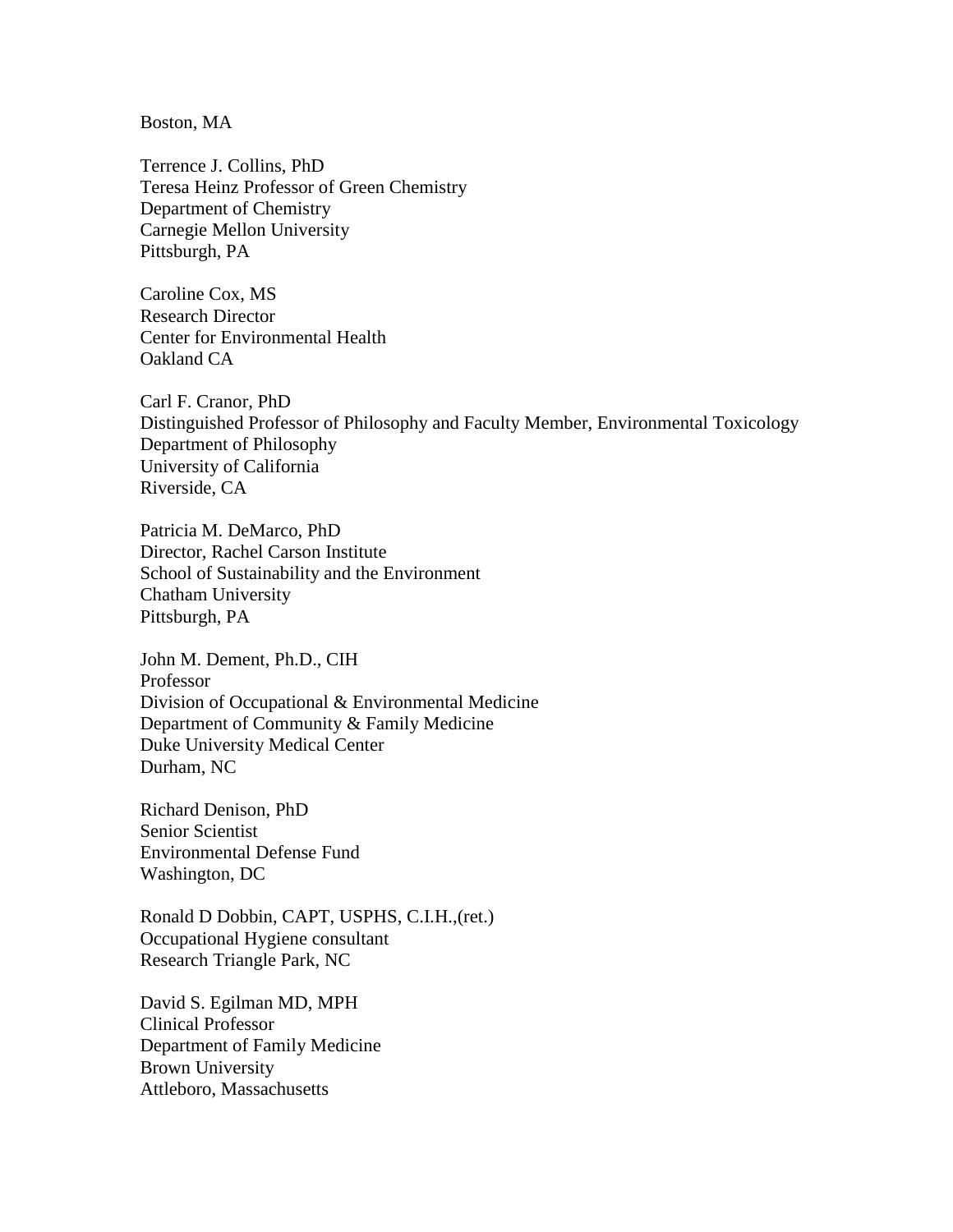Boston, MA

Terrence J. Collins, PhD
Teresa Heinz Professor of Green Chemistry
Department of Chemistry
Carnegie Mellon University
Pittsburgh, PA

Caroline Cox, MS
Research Director
Center for Environmental Health
Oakland CA

Carl F. Cranor, PhD
Distinguished Professor of Philosophy and Faculty Member, Environmental Toxicology
Department of Philosophy
University of California
Riverside, CA

Patricia M. DeMarco, PhD
Director, Rachel Carson Institute
School of Sustainability and the Environment
Chatham University
Pittsburgh, PA

John M. Dement, Ph.D., CIH
Professor
Division of Occupational & Environmental Medicine
Department of Community & Family Medicine
Duke University Medical Center
Durham, NC

Richard Denison, PhD
Senior Scientist
Environmental Defense Fund
Washington, DC

Ronald D Dobbin, CAPT, USPHS, C.I.H.,(ret.)
Occupational Hygiene consultant
Research Triangle Park, NC

David S. Egilman MD, MPH
Clinical Professor
Department of Family Medicine
Brown University
Attleboro, Massachusetts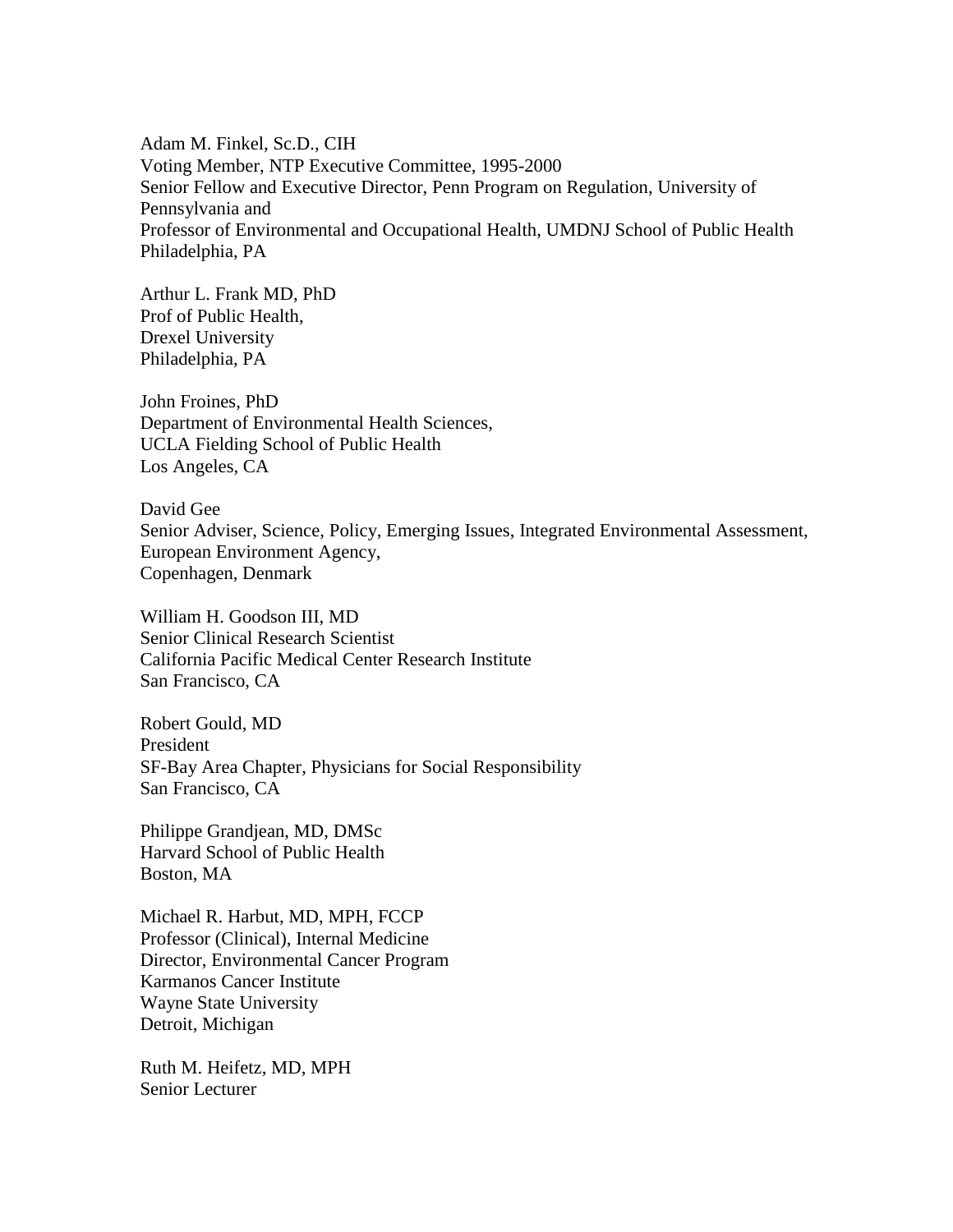Adam M. Finkel, Sc.D., CIH  
Voting Member, NTP Executive Committee, 1995-2000  
Senior Fellow and Executive Director, Penn Program on Regulation, University of Pennsylvania and  
Professor of Environmental and Occupational Health, UMDNJ School of Public Health  
Philadelphia, PA

Arthur L. Frank MD, PhD  
Prof of Public Health,  
Drexel University  
Philadelphia, PA

John Froines, PhD  
Department of Environmental Health Sciences,  
UCLA Fielding School of Public Health  
Los Angeles, CA

David Gee  
Senior Adviser, Science, Policy, Emerging Issues, Integrated Environmental Assessment,  
European Environment Agency,  
Copenhagen, Denmark

William H. Goodson III, MD  
Senior Clinical Research Scientist  
California Pacific Medical Center Research Institute  
San Francisco, CA

Robert Gould, MD  
President  
SF-Bay Area Chapter, Physicians for Social Responsibility  
San Francisco, CA

Philippe Grandjean, MD, DMSc  
Harvard School of Public Health  
Boston, MA

Michael R. Harbut, MD, MPH, FCCP  
Professor (Clinical), Internal Medicine  
Director, Environmental Cancer Program  
Karmanos Cancer Institute  
Wayne State University  
Detroit, Michigan

Ruth M. Heifetz, MD, MPH  
Senior Lecturer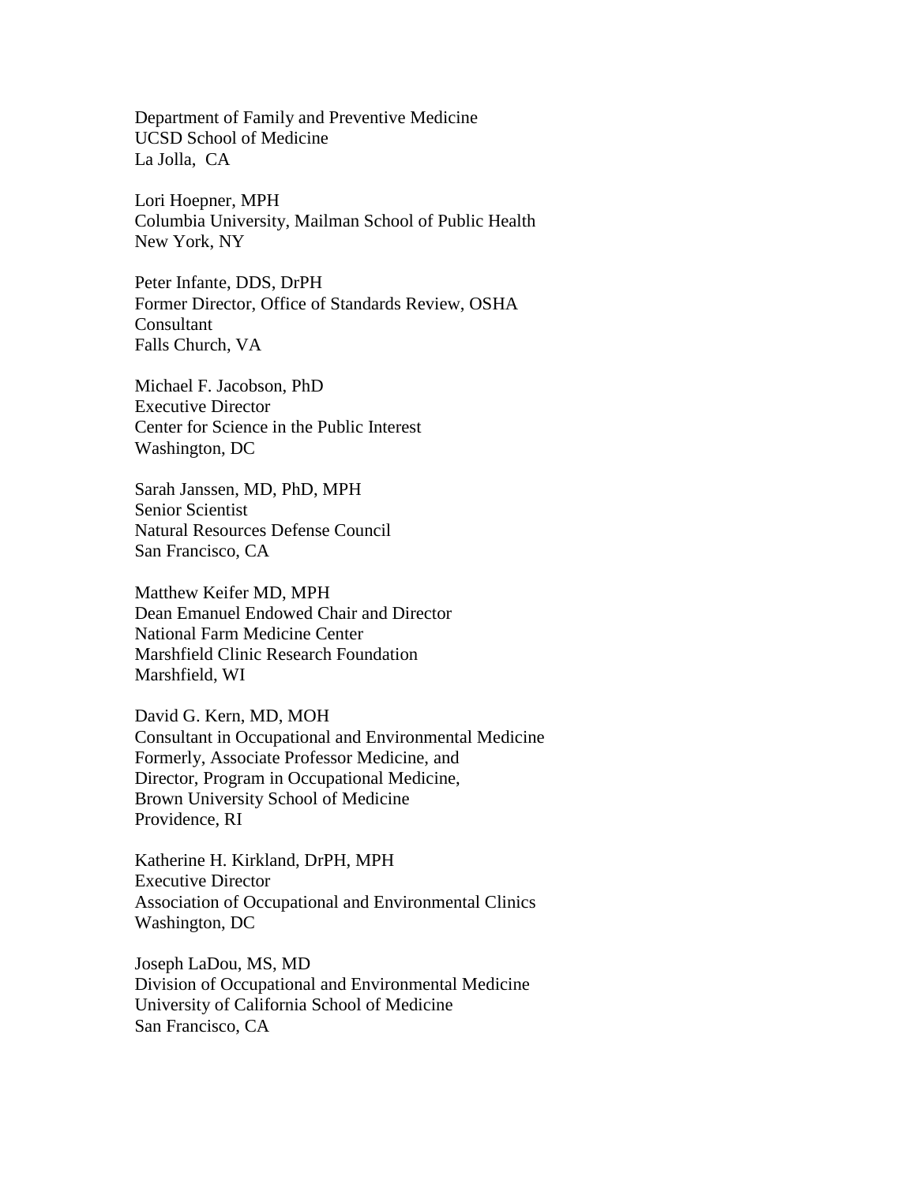Department of Family and Preventive Medicine
UCSD School of Medicine
La Jolla, CA

Lori Hoepner, MPH
Columbia University, Mailman School of Public Health
New York, NY

Peter Infante, DDS, DrPH
Former Director, Office of Standards Review, OSHA
Consultant
Falls Church, VA

Michael F. Jacobson, PhD
Executive Director
Center for Science in the Public Interest
Washington, DC

Sarah Janssen, MD, PhD, MPH
Senior Scientist
Natural Resources Defense Council
San Francisco, CA

Matthew Keifer MD, MPH
Dean Emanuel Endowed Chair and Director
National Farm Medicine Center
Marshfield Clinic Research Foundation
Marshfield, WI

David G. Kern, MD, MOH
Consultant in Occupational and Environmental Medicine
Formerly, Associate Professor Medicine, and
Director, Program in Occupational Medicine,
Brown University School of Medicine
Providence, RI

Katherine H. Kirkland, DrPH, MPH
Executive Director
Association of Occupational and Environmental Clinics
Washington, DC

Joseph LaDou, MS, MD
Division of Occupational and Environmental Medicine
University of California School of Medicine
San Francisco, CA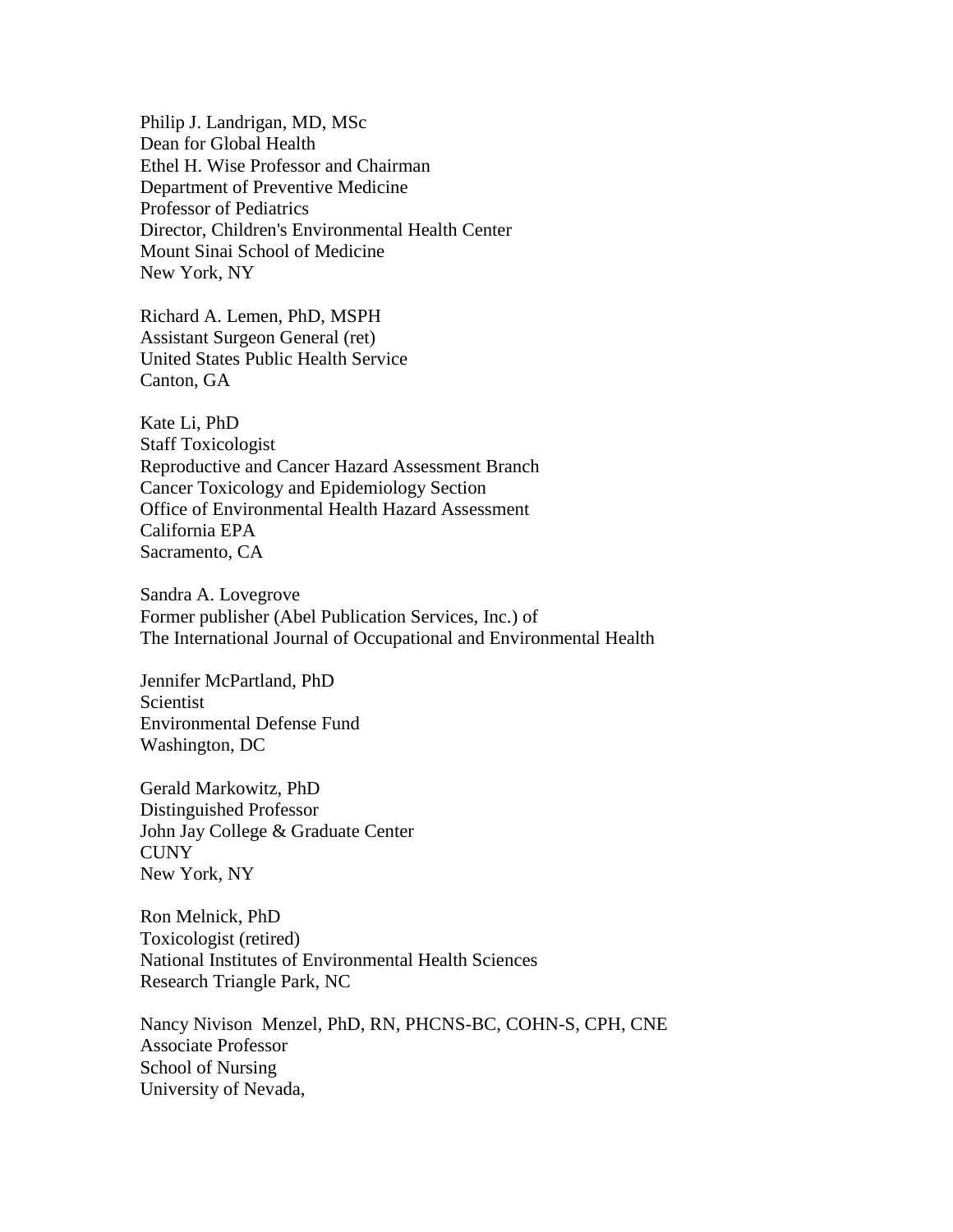Philip J. Landrigan, MD, MSc
Dean for Global Health
Ethel H. Wise Professor and Chairman
Department of Preventive Medicine
Professor of Pediatrics
Director, Children's Environmental Health Center
Mount Sinai School of Medicine
New York, NY

Richard A. Lemen, PhD, MSPH
Assistant Surgeon General (ret)
United States Public Health Service
Canton, GA

Kate Li, PhD
Staff Toxicologist
Reproductive and Cancer Hazard Assessment Branch
Cancer Toxicology and Epidemiology Section
Office of Environmental Health Hazard Assessment
California EPA
Sacramento, CA

Sandra A. Lovegrove
Former publisher (Abel Publication Services, Inc.) of
The International Journal of Occupational and Environmental Health

Jennifer McPartland, PhD
Scientist
Environmental Defense Fund
Washington, DC

Gerald Markowitz, PhD
Distinguished Professor
John Jay College & Graduate Center
CUNY
New York, NY

Ron Melnick, PhD
Toxicologist (retired)
National Institutes of Environmental Health Sciences
Research Triangle Park, NC

Nancy Nivison Menzel, PhD, RN, PHCNS-BC, COHN-S, CPH, CNE
Associate Professor
School of Nursing
University of Nevada,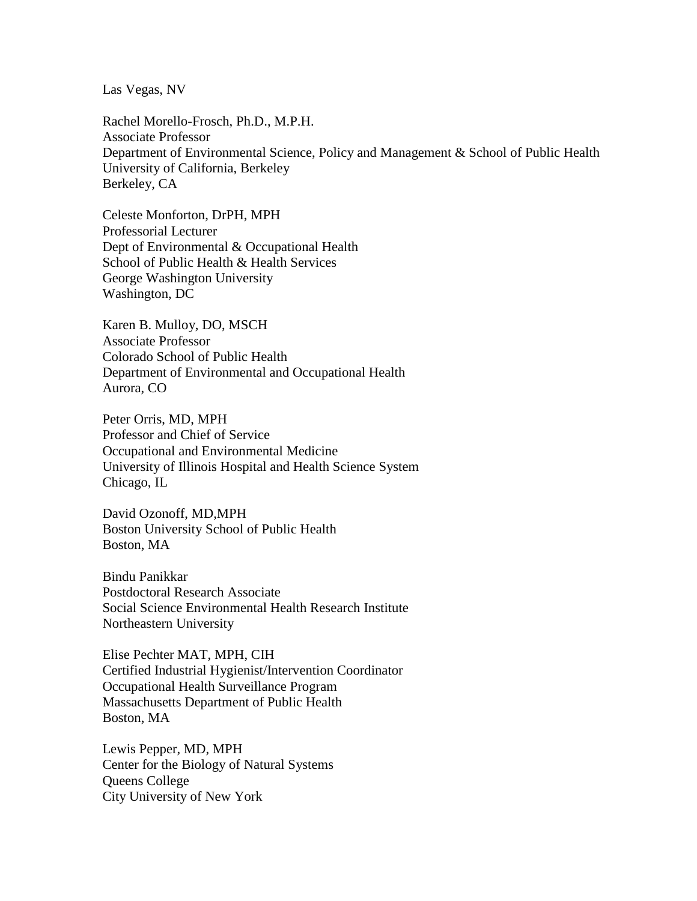Las Vegas, NV

Rachel Morello-Frosch, Ph.D., M.P.H.
Associate Professor
Department of Environmental Science, Policy and Management & School of Public Health
University of California, Berkeley
Berkeley, CA

Celeste Monforton, DrPH, MPH
Professorial Lecturer
Dept of Environmental & Occupational Health
School of Public Health & Health Services
George Washington University
Washington, DC

Karen B. Mulloy, DO, MSCH
Associate Professor
Colorado School of Public Health
Department of Environmental and Occupational Health
Aurora, CO

Peter Orris, MD, MPH
Professor and Chief of Service
Occupational and Environmental Medicine
University of Illinois Hospital and Health Science System
Chicago, IL

David Ozonoff, MD,MPH
Boston University School of Public Health
Boston, MA

Bindu Panikkar
Postdoctoral Research Associate
Social Science Environmental Health Research Institute
Northeastern University

Elise Pechter MAT, MPH, CIH
Certified Industrial Hygienist/Intervention Coordinator
Occupational Health Surveillance Program
Massachusetts Department of Public Health
Boston, MA

Lewis Pepper, MD, MPH
Center for the Biology of Natural Systems
Queens College
City University of New York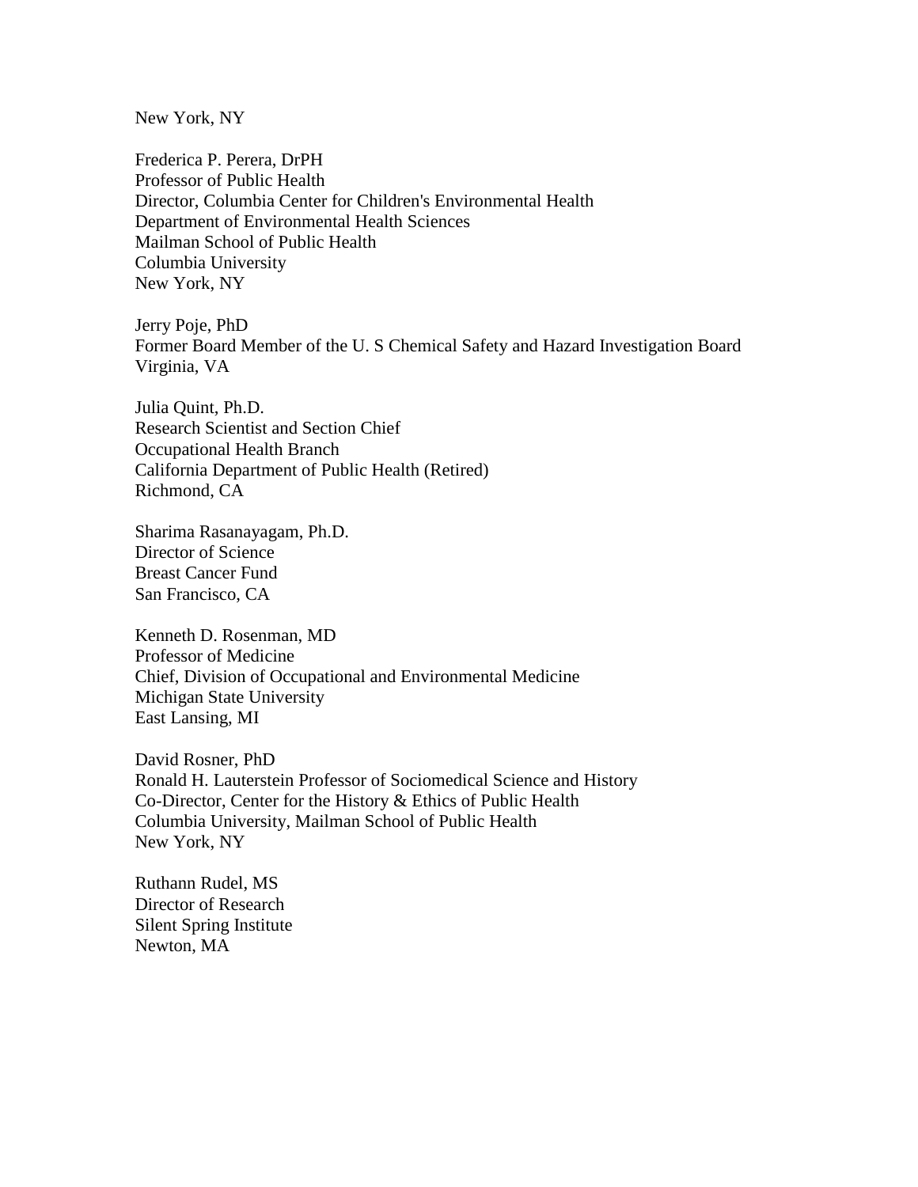New York, NY

Frederica P. Perera, DrPH
Professor of Public Health
Director, Columbia Center for Children's Environmental Health
Department of Environmental Health Sciences
Mailman School of Public Health
Columbia University
New York, NY

Jerry Poje, PhD
Former Board Member of the U. S Chemical Safety and Hazard Investigation Board
Virginia, VA

Julia Quint, Ph.D.
Research Scientist and Section Chief
Occupational Health Branch
California Department of Public Health (Retired)
Richmond, CA

Sharima Rasanayagam, Ph.D.
Director of Science
Breast Cancer Fund
San Francisco, CA

Kenneth D. Rosenman, MD
Professor of Medicine
Chief, Division of Occupational and Environmental Medicine
Michigan State University
East Lansing, MI

David Rosner, PhD
Ronald H. Lauterstein Professor of Sociomedical Science and History
Co-Director, Center for the History & Ethics of Public Health
Columbia University, Mailman School of Public Health
New York, NY

Ruthann Rudel, MS
Director of Research
Silent Spring Institute
Newton, MA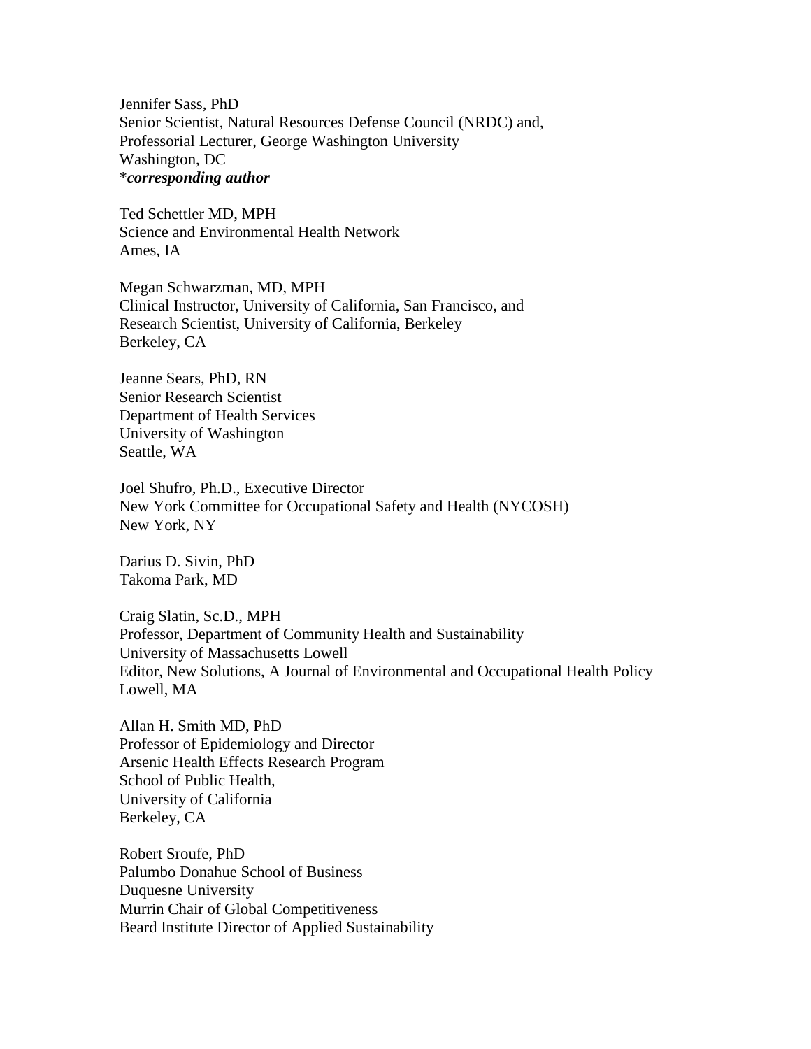Jennifer Sass, PhD  
Senior Scientist, Natural Resources Defense Council (NRDC) and,  
Professorial Lecturer, George Washington University  
Washington, DC  
****corresponding author***

Ted Schettler MD, MPH  
Science and Environmental Health Network  
Ames, IA

Megan Schwarzman, MD, MPH  
Clinical Instructor, University of California, San Francisco, and  
Research Scientist, University of California, Berkeley  
Berkeley, CA

Jeanne Sears, PhD, RN  
Senior Research Scientist  
Department of Health Services  
University of Washington  
Seattle, WA

Joel Shufro, Ph.D., Executive Director  
New York Committee for Occupational Safety and Health (NYCOSH)  
New York, NY

Darius D. Sivin, PhD  
Takoma Park, MD

Craig Slatin, Sc.D., MPH  
Professor, Department of Community Health and Sustainability  
University of Massachusetts Lowell  
Editor, New Solutions, A Journal of Environmental and Occupational Health Policy  
Lowell, MA

Allan H. Smith MD, PhD  
Professor of Epidemiology and Director  
Arsenic Health Effects Research Program  
School of Public Health,  
University of California  
Berkeley, CA

Robert Sroufe, PhD  
Palumbo Donahue School of Business  
Duquesne University  
Murrin Chair of Global Competitiveness  
Beard Institute Director of Applied Sustainability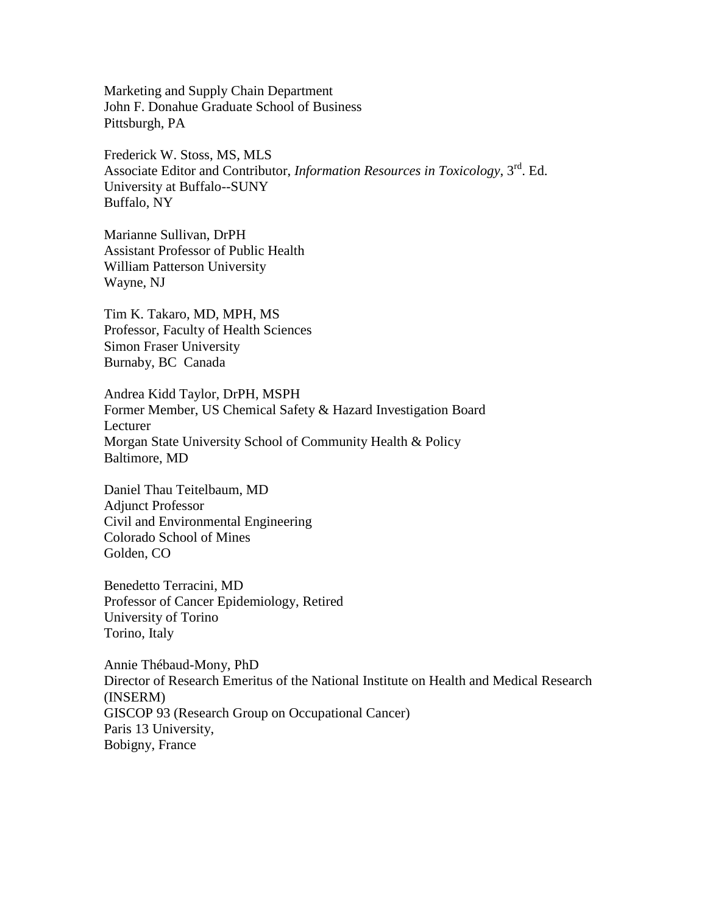Marketing and Supply Chain Department
John F. Donahue Graduate School of Business
Pittsburgh, PA

Frederick W. Stoss, MS, MLS
Associate Editor and Contributor, *Information Resources in Toxicology*, 3rd. Ed.
University at Buffalo--SUNY
Buffalo, NY

Marianne Sullivan, DrPH
Assistant Professor of Public Health
William Patterson University
Wayne, NJ

Tim K. Takaro, MD, MPH, MS
Professor, Faculty of Health Sciences
Simon Fraser University
Burnaby, BC Canada

Andrea Kidd Taylor, DrPH, MSPH
Former Member, US Chemical Safety & Hazard Investigation Board
Lecturer
Morgan State University School of Community Health & Policy
Baltimore, MD

Daniel Thau Teitelbaum, MD
Adjunct Professor
Civil and Environmental Engineering
Colorado School of Mines
Golden, CO

Benedetto Terracini, MD
Professor of Cancer Epidemiology, Retired
University of Torino
Torino, Italy

Annie Thébaud-Mony, PhD
Director of Research Emeritus of the National Institute on Health and Medical Research (INSERM)
GISCOP 93 (Research Group on Occupational Cancer)
Paris 13 University,
Bobigny, France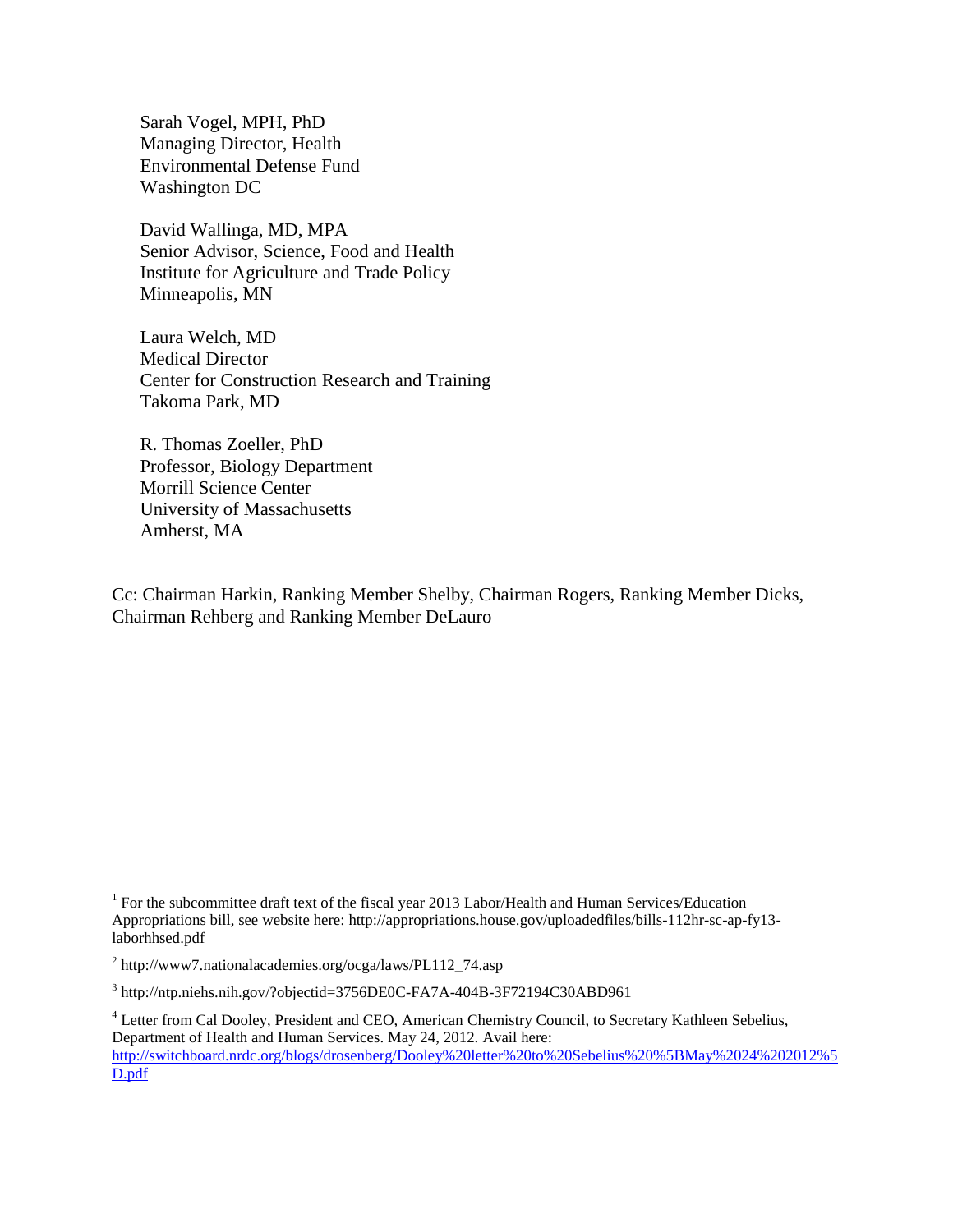Sarah Vogel, MPH, PhD
Managing Director, Health
Environmental Defense Fund
Washington DC

David Wallinga, MD, MPA
Senior Advisor, Science, Food and Health
Institute for Agriculture and Trade Policy
Minneapolis, MN

Laura Welch, MD
Medical Director
Center for Construction Research and Training
Takoma Park, MD

R. Thomas Zoeller, PhD
Professor, Biology Department
Morrill Science Center
University of Massachusetts
Amherst, MA

Cc: Chairman Harkin, Ranking Member Shelby, Chairman Rogers, Ranking Member Dicks, Chairman Rehberg and Ranking Member DeLauro

---

[1] For the subcommittee draft text of the fiscal year 2013 Labor/Health and Human Services/Education Appropriations bill, see website here: http://appropriations.house.gov/uploadedfiles/bills-112hr-sc-ap-fy13-laborhhsed.pdf

[2] http://www7.nationalacademies.org/ocga/laws/PL112_74.asp

[3] http://ntp.niehs.nih.gov/?objectid=3756DE0C-FA7A-404B-3F72194C30ABD961

[4] Letter from Cal Dooley, President and CEO, American Chemistry Council, to Secretary Kathleen Sebelius, Department of Health and Human Services. May 24, 2012. Avail here: http://switchboard.nrdc.org/blogs/drosenberg/Dooley%20letter%20to%20Sebelius%20%5BMay%2024%202012%5D.pdf